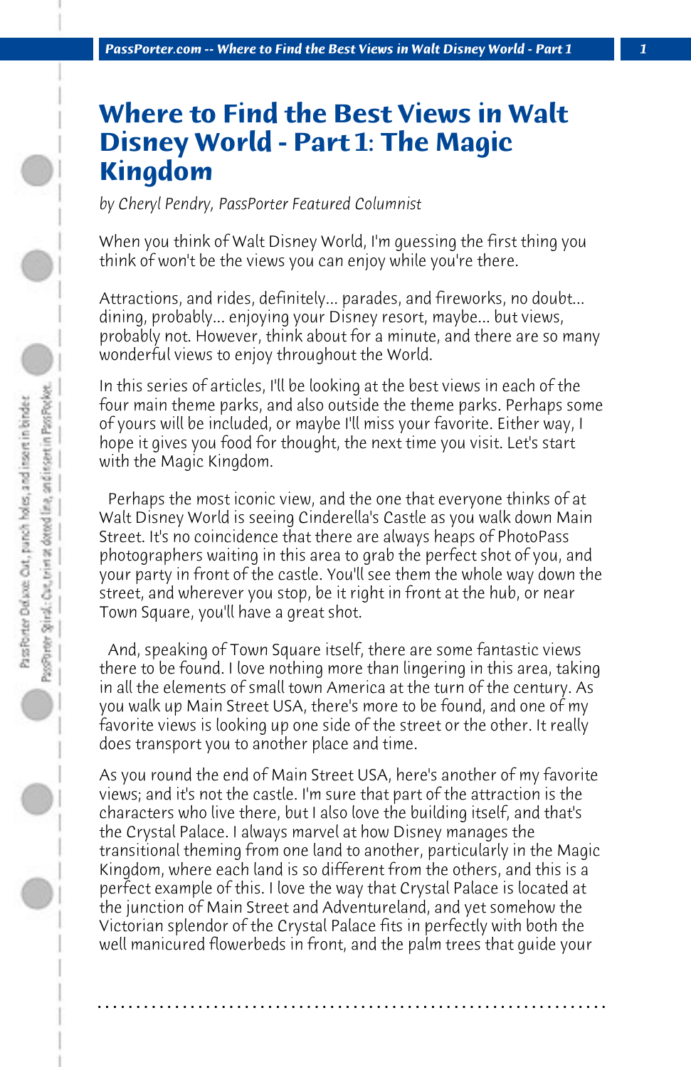# Where to Find the Best Views in Walt Disney World - Part 1: The Magic Kingdom

*by Cheryl Pendry, PassPorter Featured Columnist*

When you think of Walt Disney World, I'm guessing the first thing you think of won't be the views you can enjoy while you're there.

Attractions, and rides, definitely... parades, and fireworks, no doubt... dining, probably... enjoying your Disney resort, maybe... but views, probably not. However, think about for a minute, and there are so many wonderful views to enjoy throughout the World.

In this series of articles, I'll be looking at the best views in each of the four main theme parks, and also outside the theme parks. Perhaps some of yours will be included, or maybe I'll miss your favorite. Either way, I hope it gives you food for thought, the next time you visit. Let's start with the Magic Kingdom.

Perhaps the most iconic view, and the one that everyone thinks of at Walt Disney World is seeing Cinderella's Castle as you walk down Main Street. It's no coincidence that there are always heaps of PhotoPass photographers waiting in this area to grab the perfect shot of you, and your party in front of the castle. You'll see them the whole way down the street, and wherever you stop, be it right in front at the hub, or near Town Square, you'll have a great shot.

And, speaking of Town Square itself, there are some fantastic views there to be found. I love nothing more than lingering in this area, taking in all the elements of small town America at the turn of the century. As you walk up Main Street USA, there's more to be found, and one of my favorite views is looking up one side of the street or the other. It really does transport you to another place and time.

As you round the end of Main Street USA, here's another of my favorite views; and it's not the castle. I'm sure that part of the attraction is the characters who live there, but I also love the building itself, and that's the Crystal Palace. I always marvel at how Disney manages the transitional theming from one land to another, particularly in the Magic Kingdom, where each land is so different from the others, and this is a perfect example of this. I love the way that Crystal Palace is located at the junction of Main Street and Adventureland, and yet somehow the Victorian splendor of the Crystal Palace fits in perfectly with both the well manicured flowerbeds in front, and the palm trees that guide your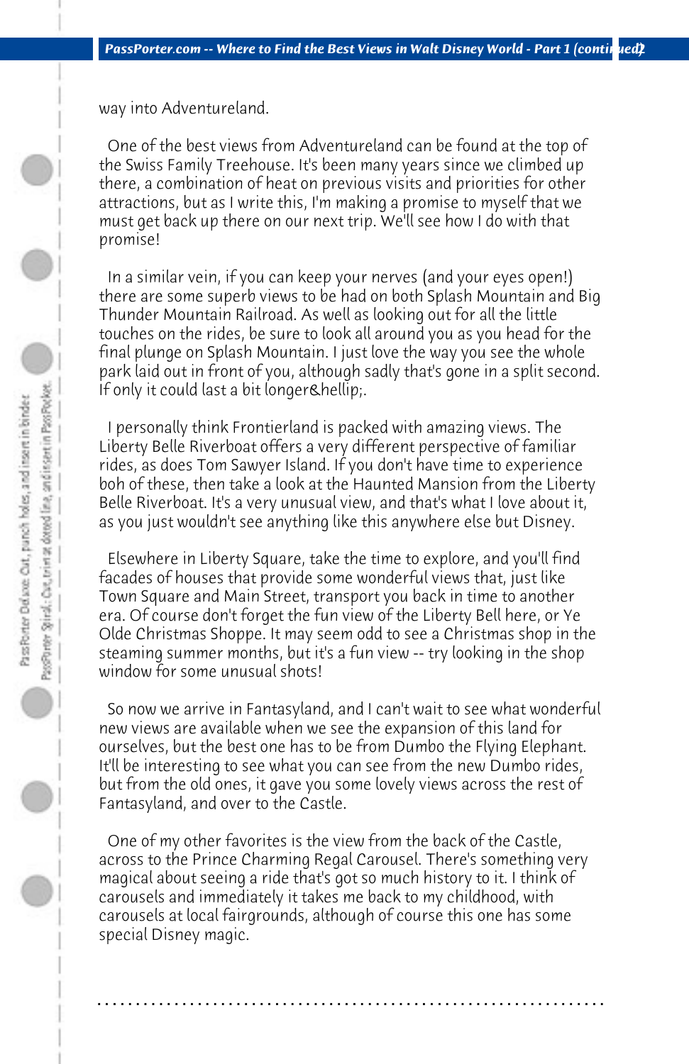way into Adventureland.

One of the best views from Adventureland can be found at the top of the Swiss Family Treehouse. It's been many years since we climbed up there, a combination of heat on previous visits and priorities for other attractions, but as I write this, I'm making a promise to myself that we must get back up there on our next trip. We'll see how I do with that promise!

In a similar vein, if you can keep your nerves (and your eyes open!) there are some superb views to be had on both Splash Mountain and Big Thunder Mountain Railroad. As well as looking out for all the little touches on the rides, be sure to look all around you as you head for the final plunge on Splash Mountain. I just love the way you see the whole park laid out in front of you, although sadly that's gone in a split second. If only it could last a bit longer&hellip;.

I personally think Frontierland is packed with amazing views. The Liberty Belle Riverboat offers a very different perspective of familiar rides, as does Tom Sawyer Island. If you don't have time to experience boh of these, then take a look at the Haunted Mansion from the Liberty Belle Riverboat. It's a very unusual view, and that's what I love about it, as you just wouldn't see anything like this anywhere else but Disney.

Elsewhere in Liberty Square, take the time to explore, and you'll find facades of houses that provide some wonderful views that, just like Town Square and Main Street, transport you back in time to another era. Of course don't forget the fun view of the Liberty Bell here, or Ye Olde Christmas Shoppe. It may seem odd to see a Christmas shop in the steaming summer months, but it's a fun view -- try looking in the shop window for some unusual shots!

So now we arrive in Fantasyland, and I can't wait to see what wonderful new views are available when we see the expansion of this land for ourselves, but the best one has to be from Dumbo the Flying Elephant. It'll be interesting to see what you can see from the new Dumbo rides, but from the old ones, it gave you some lovely views across the rest of Fantasyland, and over to the Castle.

One of my other favorites is the view from the back of the Castle, across to the Prince Charming Regal Carousel. There's something very magical about seeing a ride that's got so much history to it. I think of carousels and immediately it takes me back to my childhood, with carousels at local fairgrounds, although of course this one has some special Disney magic.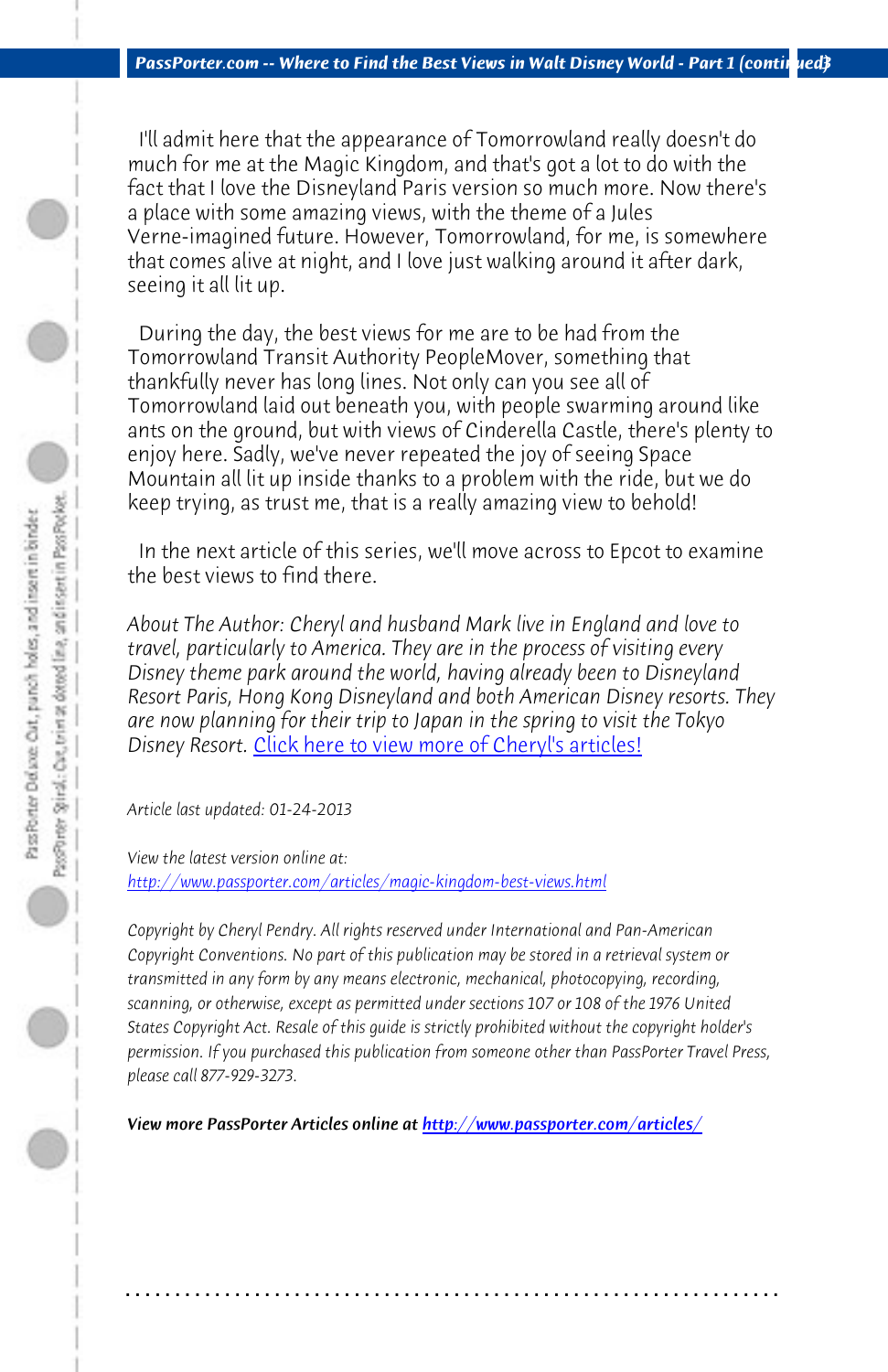I'll admit here that the appearance of Tomorrowland really doesn't do much for me at the Magic Kingdom, and that's got a lot to do with the fact that I love the Disneyland Paris version so much more. Now there's a place with some amazing views, with the theme of a Jules Verne-imagined future. However, Tomorrowland, for me, is somewhere that comes alive at night, and I love just walking around it after dark, seeing it all lit up.

During the day, the best views for me are to be had from the Tomorrowland Transit Authority PeopleMover, something that thankfully never has long lines. Not only can you see all of Tomorrowland laid out beneath you, with people swarming around like ants on the ground, but with views of Cinderella Castle, there's plenty to enjoy here. Sadly, we've never repeated the joy of seeing Space Mountain all lit up inside thanks to a problem with the ride, but we do keep trying, as trust me, that is a really amazing view to behold!

In the next article of this series, we'll move across to Epcot to examine the best views to find there.

*About The Author: Cheryl and husband Mark live in England and love to travel, particularly to America. They are in the process of visiting every Disney theme park around the world, having already been to Disneyland Resort Paris, Hong Kong Disneyland and both American Disney resorts. They are now planning for their trip to Japan in the spring to visit the Tokyo Disney Resort.* Click here to view more of Cheryl's articles!

*Article last updated: 01-24-2013*

*View the latest version online at:*
*http://www.passporter.com/articles/magic-kingdom-best-views.html*

*Copyright by Cheryl Pendry. All rights reserved under International and Pan-American Copyright Conventions. No part of this publication may be stored in a retrieval system or transmitted in any form by any means electronic, mechanical, photocopying, recording, scanning, or otherwise, except as permitted under sections 107 or 108 of the 1976 United States Copyright Act. Resale of this guide is strictly prohibited without the copyright holder's permission. If you purchased this publication from someone other than PassPorter Travel Press, please call 877-929-3273.*

***View more PassPorter Articles online at http://www.passporter.com/articles/***